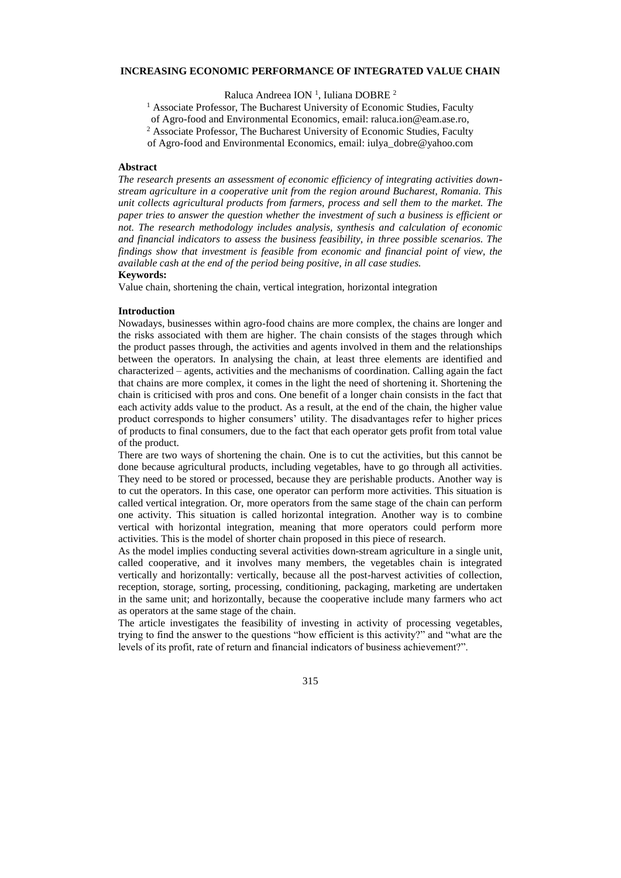# INCREASING ECONOMIC PERFORMANCE OF INTEGRATED VALUE CHAIN

Raluca Andreea ION [1], Iuliana DOBRE [2]

[1] Associate Professor, The Bucharest University of Economic Studies, Faculty of Agro-food and Environmental Economics, email: raluca.ion@eam.ase.ro,

[2] Associate Professor, The Bucharest University of Economic Studies, Faculty of Agro-food and Environmental Economics, email: iulya_dobre@yahoo.com

**Abstract**

*The research presents an assessment of economic efficiency of integrating activities down-stream agriculture in a cooperative unit from the region around Bucharest, Romania. This unit collects agricultural products from farmers, process and sell them to the market. The paper tries to answer the question whether the investment of such a business is efficient or not. The research methodology includes analysis, synthesis and calculation of economic and financial indicators to assess the business feasibility, in three possible scenarios. The findings show that investment is feasible from economic and financial point of view, the available cash at the end of the period being positive, in all case studies.*

**Keywords:**

Value chain, shortening the chain, vertical integration, horizontal integration

## Introduction

Nowadays, businesses within agro-food chains are more complex, the chains are longer and the risks associated with them are higher. The chain consists of the stages through which the product passes through, the activities and agents involved in them and the relationships between the operators. In analysing the chain, at least three elements are identified and characterized – agents, activities and the mechanisms of coordination. Calling again the fact that chains are more complex, it comes in the light the need of shortening it. Shortening the chain is criticised with pros and cons. One benefit of a longer chain consists in the fact that each activity adds value to the product. As a result, at the end of the chain, the higher value product corresponds to higher consumers' utility. The disadvantages refer to higher prices of products to final consumers, due to the fact that each operator gets profit from total value of the product.

There are two ways of shortening the chain. One is to cut the activities, but this cannot be done because agricultural products, including vegetables, have to go through all activities. They need to be stored or processed, because they are perishable products. Another way is to cut the operators. In this case, one operator can perform more activities. This situation is called vertical integration. Or, more operators from the same stage of the chain can perform one activity. This situation is called horizontal integration. Another way is to combine vertical with horizontal integration, meaning that more operators could perform more activities. This is the model of shorter chain proposed in this piece of research.

As the model implies conducting several activities down-stream agriculture in a single unit, called cooperative, and it involves many members, the vegetables chain is integrated vertically and horizontally: vertically, because all the post-harvest activities of collection, reception, storage, sorting, processing, conditioning, packaging, marketing are undertaken in the same unit; and horizontally, because the cooperative include many farmers who act as operators at the same stage of the chain.

The article investigates the feasibility of investing in activity of processing vegetables, trying to find the answer to the questions "how efficient is this activity?" and "what are the levels of its profit, rate of return and financial indicators of business achievement?".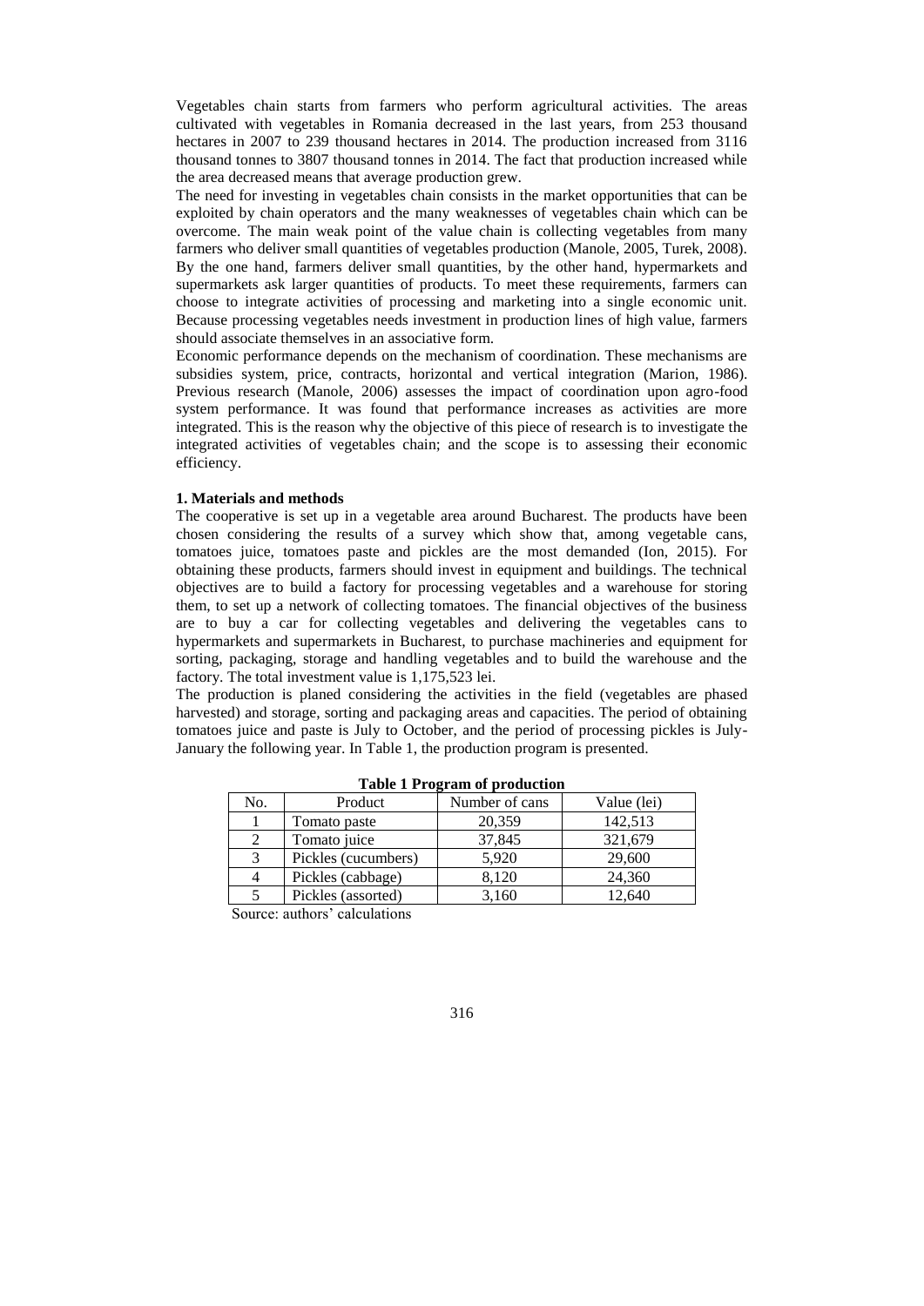Vegetables chain starts from farmers who perform agricultural activities. The areas cultivated with vegetables in Romania decreased in the last years, from 253 thousand hectares in 2007 to 239 thousand hectares in 2014. The production increased from 3116 thousand tonnes to 3807 thousand tonnes in 2014. The fact that production increased while the area decreased means that average production grew.

The need for investing in vegetables chain consists in the market opportunities that can be exploited by chain operators and the many weaknesses of vegetables chain which can be overcome. The main weak point of the value chain is collecting vegetables from many farmers who deliver small quantities of vegetables production (Manole, 2005, Turek, 2008). By the one hand, farmers deliver small quantities, by the other hand, hypermarkets and supermarkets ask larger quantities of products. To meet these requirements, farmers can choose to integrate activities of processing and marketing into a single economic unit. Because processing vegetables needs investment in production lines of high value, farmers should associate themselves in an associative form.

Economic performance depends on the mechanism of coordination. These mechanisms are subsidies system, price, contracts, horizontal and vertical integration (Marion, 1986). Previous research (Manole, 2006) assesses the impact of coordination upon agro-food system performance. It was found that performance increases as activities are more integrated. This is the reason why the objective of this piece of research is to investigate the integrated activities of vegetables chain; and the scope is to assessing their economic efficiency.

## 1. Materials and methods

The cooperative is set up in a vegetable area around Bucharest. The products have been chosen considering the results of a survey which show that, among vegetable cans, tomatoes juice, tomatoes paste and pickles are the most demanded (Ion, 2015). For obtaining these products, farmers should invest in equipment and buildings. The technical objectives are to build a factory for processing vegetables and a warehouse for storing them, to set up a network of collecting tomatoes. The financial objectives of the business are to buy a car for collecting vegetables and delivering the vegetables cans to hypermarkets and supermarkets in Bucharest, to purchase machineries and equipment for sorting, packaging, storage and handling vegetables and to build the warehouse and the factory. The total investment value is 1,175,523 lei.

The production is planed considering the activities in the field (vegetables are phased harvested) and storage, sorting and packaging areas and capacities. The period of obtaining tomatoes juice and paste is July to October, and the period of processing pickles is July-January the following year. In Table 1, the production program is presented.

**Table 1 Program of production**

| No. | Product | Number of cans | Value (lei) |
|---|---|---|---|
| 1 | Tomato paste | 20,359 | 142,513 |
| 2 | Tomato juice | 37,845 | 321,679 |
| 3 | Pickles (cucumbers) | 5,920 | 29,600 |
| 4 | Pickles (cabbage) | 8,120 | 24,360 |
| 5 | Pickles (assorted) | 3,160 | 12,640 |

Source: authors' calculations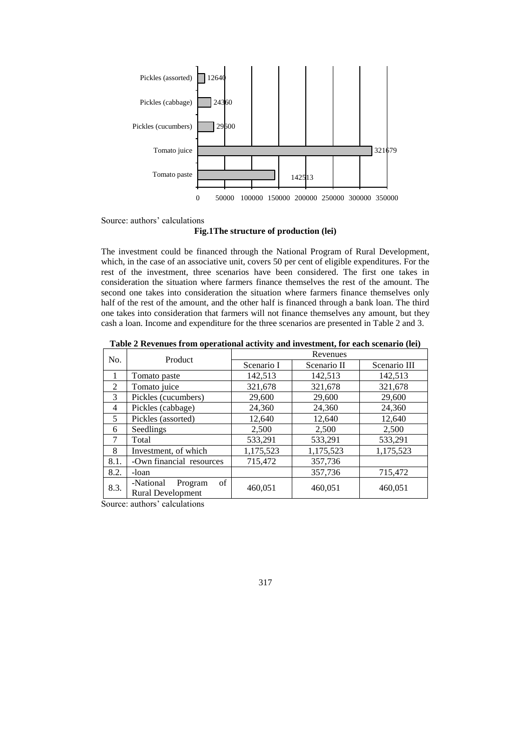Pickles (assorted)
12640
Pickles (cabbage)
24360
Pickles (cucumbers)
29600
Tomato juice
321679
Tomato paste
142513

0 50000 100000 150000 200000 250000 300000 350000

Source: authors' calculations

**Fig.1The structure of production (lei)**

The investment could be financed through the National Program of Rural Development, which, in the case of an associative unit, covers 50 per cent of eligible expenditures. For the rest of the investment, three scenarios have been considered. The first one takes in consideration the situation where farmers finance themselves the rest of the amount. The second one takes into consideration the situation where farmers finance themselves only half of the rest of the amount, and the other half is financed through a bank loan. The third one takes into consideration that farmers will not finance themselves any amount, but they cash a loan. Income and expenditure for the three scenarios are presented in Table 2 and 3.

**Table 2 Revenues from operational activity and investment, for each scenario (lei)**

| No. | Product | Revenues | | |
|---|---|---|---|---|
| | | Scenario I | Scenario II | Scenario III |
| 1 | Tomato paste | 142,513 | 142,513 | 142,513 |
| 2 | Tomato juice | 321,678 | 321,678 | 321,678 |
| 3 | Pickles (cucumbers) | 29,600 | 29,600 | 29,600 |
| 4 | Pickles (cabbage) | 24,360 | 24,360 | 24,360 |
| 5 | Pickles (assorted) | 12,640 | 12,640 | 12,640 |
| 6 | Seedlings | 2,500 | 2,500 | 2,500 |
| 7 | Total | 533,291 | 533,291 | 533,291 |
| 8 | Investment, of which | 1,175,523 | 1,175,523 | 1,175,523 |
| 8.1. | -Own financial resources | 715,472 | 357,736 | |
| 8.2. | -loan | | 357,736 | 715,472 |
| 8.3. | -National Program of Rural Development | 460,051 | 460,051 | 460,051 |

Source: authors' calculations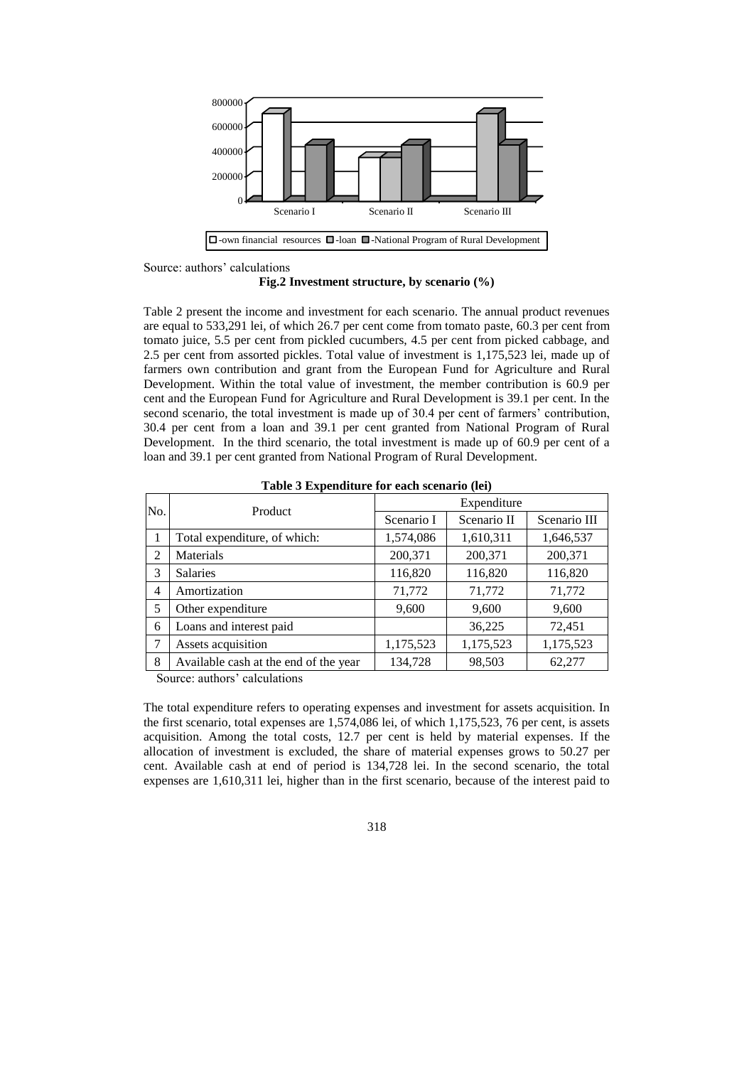800000
600000
400000
200000
0
Scenario I
Scenario II
Scenario III

-own financial resources -loan -National Program of Rural Development

Source: authors' calculations

**Fig.2 Investment structure, by scenario (%)**

Table 2 present the income and investment for each scenario. The annual product revenues are equal to 533,291 lei, of which 26.7 per cent come from tomato paste, 60.3 per cent from tomato juice, 5.5 per cent from pickled cucumbers, 4.5 per cent from picked cabbage, and 2.5 per cent from assorted pickles. Total value of investment is 1,175,523 lei, made up of farmers own contribution and grant from the European Fund for Agriculture and Rural Development. Within the total value of investment, the member contribution is 60.9 per cent and the European Fund for Agriculture and Rural Development is 39.1 per cent. In the second scenario, the total investment is made up of 30.4 per cent of farmers' contribution, 30.4 per cent from a loan and 39.1 per cent granted from National Program of Rural Development. In the third scenario, the total investment is made up of 60.9 per cent of a loan and 39.1 per cent granted from National Program of Rural Development.

**Table 3 Expenditure for each scenario (lei)**

| No. | Product | Expenditure | | |
|---|---|---|---|---|
| | | Scenario I | Scenario II | Scenario III |
| 1 | Total expenditure, of which: | 1,574,086 | 1,610,311 | 1,646,537 |
| 2 | Materials | 200,371 | 200,371 | 200,371 |
| 3 | Salaries | 116,820 | 116,820 | 116,820 |
| 4 | Amortization | 71,772 | 71,772 | 71,772 |
| 5 | Other expenditure | 9,600 | 9,600 | 9,600 |
| 6 | Loans and interest paid | | 36,225 | 72,451 |
| 7 | Assets acquisition | 1,175,523 | 1,175,523 | 1,175,523 |
| 8 | Available cash at the end of the year | 134,728 | 98,503 | 62,277 |

Source: authors' calculations

The total expenditure refers to operating expenses and investment for assets acquisition. In the first scenario, total expenses are 1,574,086 lei, of which 1,175,523, 76 per cent, is assets acquisition. Among the total costs, 12.7 per cent is held by material expenses. If the allocation of investment is excluded, the share of material expenses grows to 50.27 per cent. Available cash at end of period is 134,728 lei. In the second scenario, the total expenses are 1,610,311 lei, higher than in the first scenario, because of the interest paid to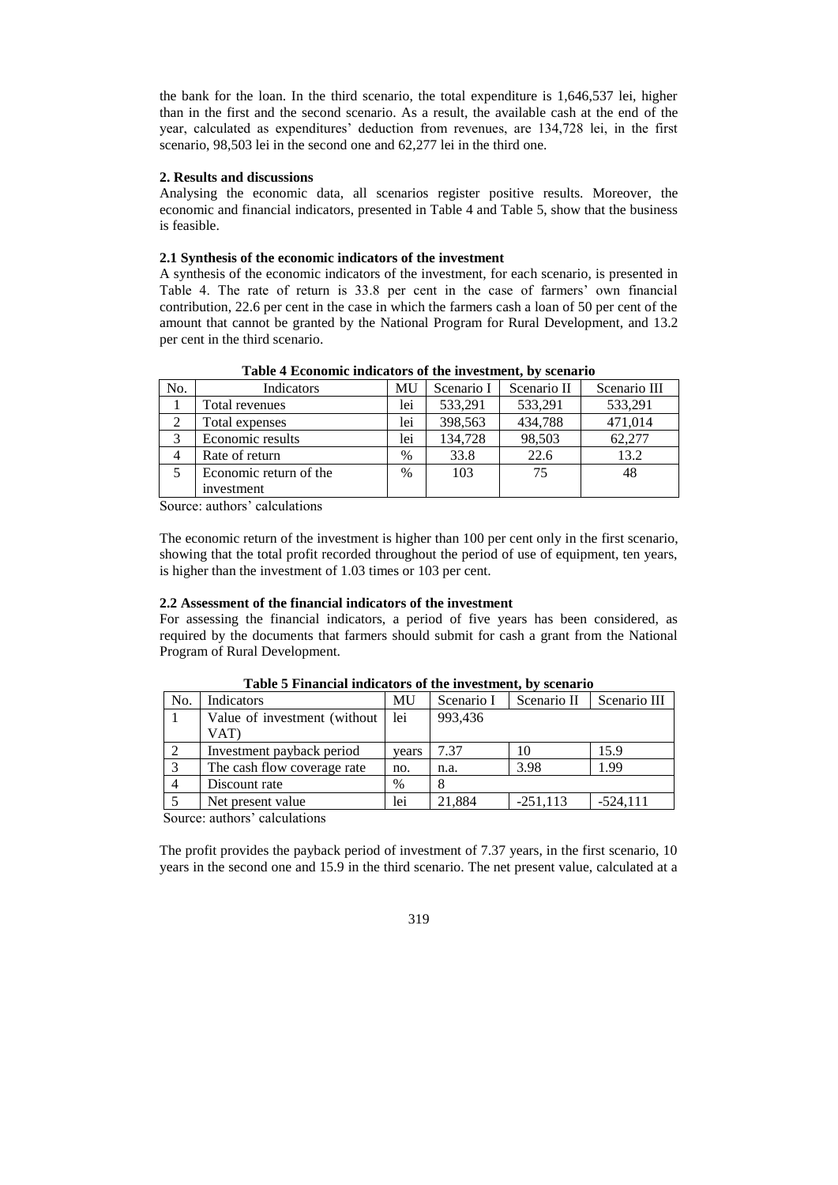the bank for the loan. In the third scenario, the total expenditure is 1,646,537 lei, higher than in the first and the second scenario. As a result, the available cash at the end of the year, calculated as expenditures' deduction from revenues, are 134,728 lei, in the first scenario, 98,503 lei in the second one and 62,277 lei in the third one.

### 2. Results and discussions

Analysing the economic data, all scenarios register positive results. Moreover, the economic and financial indicators, presented in Table 4 and Table 5, show that the business is feasible.

#### 2.1 Synthesis of the economic indicators of the investment

A synthesis of the economic indicators of the investment, for each scenario, is presented in Table 4. The rate of return is 33.8 per cent in the case of farmers' own financial contribution, 22.6 per cent in the case in which the farmers cash a loan of 50 per cent of the amount that cannot be granted by the National Program for Rural Development, and 13.2 per cent in the third scenario.

**Table 4 Economic indicators of the investment, by scenario**

| No. | Indicators | MU | Scenario I | Scenario II | Scenario III |
|---|---|---|---|---|---|
| 1 | Total revenues | lei | 533,291 | 533,291 | 533,291 |
| 2 | Total expenses | lei | 398,563 | 434,788 | 471,014 |
| 3 | Economic results | lei | 134,728 | 98,503 | 62,277 |
| 4 | Rate of return | % | 33.8 | 22.6 | 13.2 |
| 5 | Economic return of the investment | % | 103 | 75 | 48 |

Source: authors' calculations

The economic return of the investment is higher than 100 per cent only in the first scenario, showing that the total profit recorded throughout the period of use of equipment, ten years, is higher than the investment of 1.03 times or 103 per cent.

#### 2.2 Assessment of the financial indicators of the investment

For assessing the financial indicators, a period of five years has been considered, as required by the documents that farmers should submit for cash a grant from the National Program of Rural Development.

**Table 5 Financial indicators of the investment, by scenario**

| No. | Indicators | MU | Scenario I | Scenario II | Scenario III |
|---|---|---|---|---|---|
| 1 | Value of investment (without VAT) | lei | 993,436 | | |
| 2 | Investment payback period | years | 7.37 | 10 | 15.9 |
| 3 | The cash flow coverage rate | no. | n.a. | 3.98 | 1.99 |
| 4 | Discount rate | % | 8 | | |
| 5 | Net present value | lei | 21,884 | -251,113 | -524,111 |

Source: authors' calculations

The profit provides the payback period of investment of 7.37 years, in the first scenario, 10 years in the second one and 15.9 in the third scenario. The net present value, calculated at a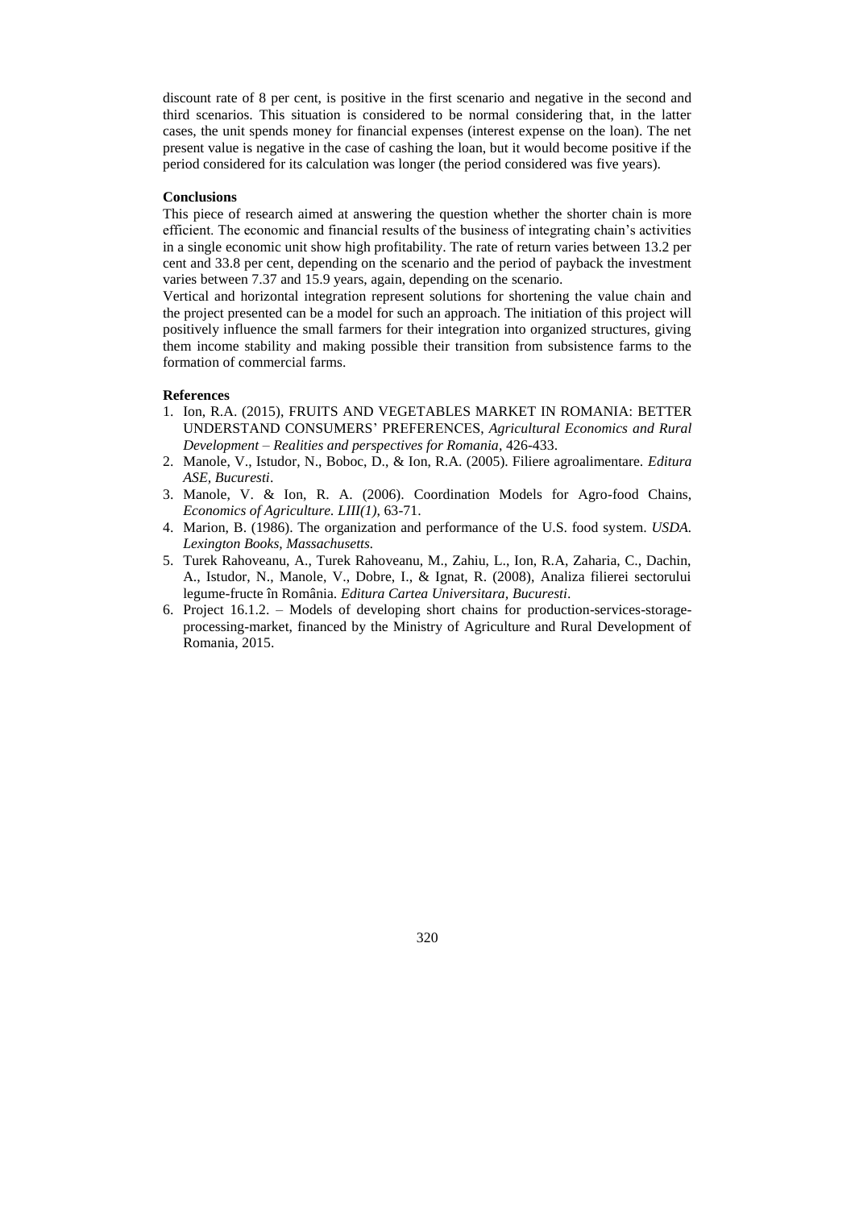discount rate of 8 per cent, is positive in the first scenario and negative in the second and third scenarios. This situation is considered to be normal considering that, in the latter cases, the unit spends money for financial expenses (interest expense on the loan). The net present value is negative in the case of cashing the loan, but it would become positive if the period considered for its calculation was longer (the period considered was five years).

**Conclusions**

This piece of research aimed at answering the question whether the shorter chain is more efficient. The economic and financial results of the business of integrating chain's activities in a single economic unit show high profitability. The rate of return varies between 13.2 per cent and 33.8 per cent, depending on the scenario and the period of payback the investment varies between 7.37 and 15.9 years, again, depending on the scenario.

Vertical and horizontal integration represent solutions for shortening the value chain and the project presented can be a model for such an approach. The initiation of this project will positively influence the small farmers for their integration into organized structures, giving them income stability and making possible their transition from subsistence farms to the formation of commercial farms.

**References**

1. Ion, R.A. (2015), FRUITS AND VEGETABLES MARKET IN ROMANIA: BETTER UNDERSTAND CONSUMERS' PREFERENCES, *Agricultural Economics and Rural Development – Realities and perspectives for Romania*, 426-433.
2. Manole, V., Istudor, N., Boboc, D., & Ion, R.A. (2005). Filiere agroalimentare. *Editura ASE, Bucuresti*.
3. Manole, V. & Ion, R. A. (2006). Coordination Models for Agro-food Chains, *Economics of Agriculture. LIII(1)*, 63-71.
4. Marion, B. (1986). The organization and performance of the U.S. food system. *USDA. Lexington Books, Massachusetts.*
5. Turek Rahoveanu, A., Turek Rahoveanu, M., Zahiu, L., Ion, R.A, Zaharia, C., Dachin, A., Istudor, N., Manole, V., Dobre, I., & Ignat, R. (2008), Analiza filierei sectorului legume-fructe în România. *Editura Cartea Universitara, Bucuresti*.
6. Project 16.1.2. – Models of developing short chains for production-services-storage-processing-market, financed by the Ministry of Agriculture and Rural Development of Romania, 2015.